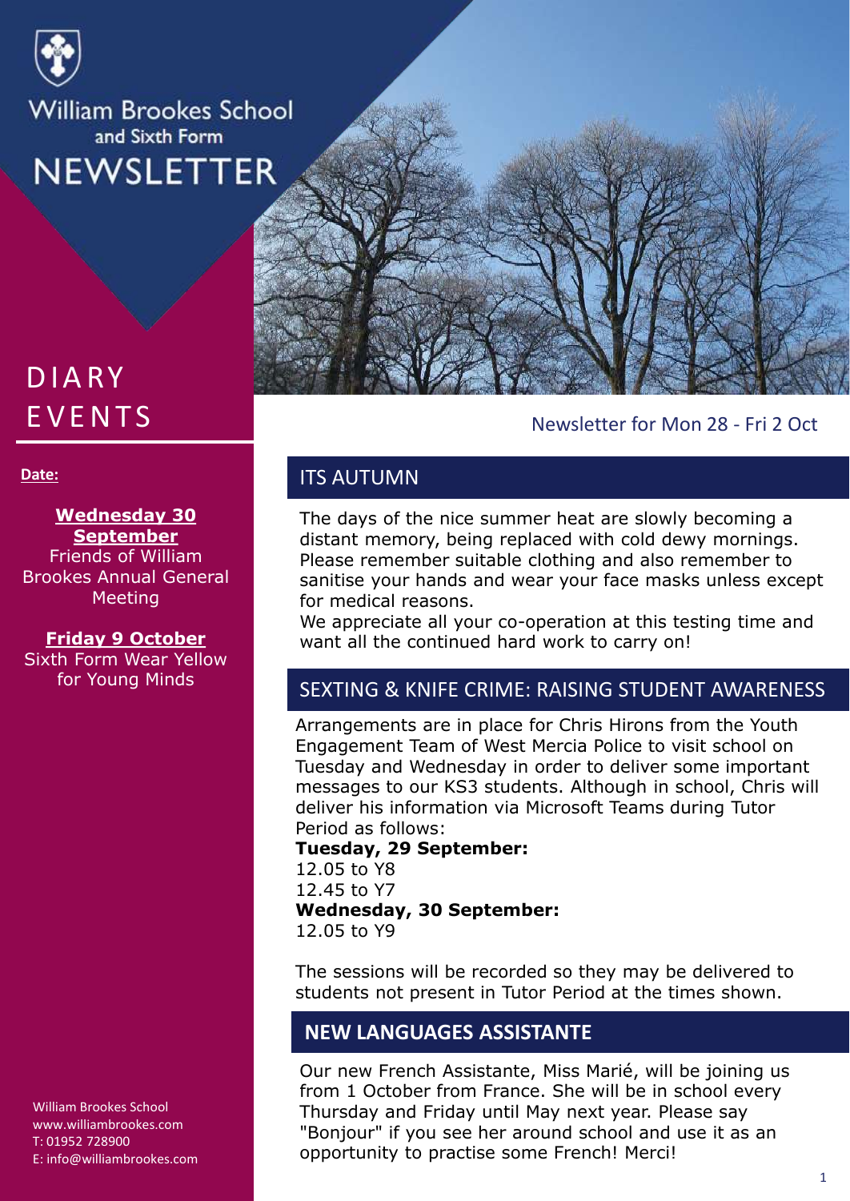# William Brookes School and Sixth Form NEWSLETTER

## DIARY EVENTS

**Date:**

**Wednesday 30 September**
Friends of William Brookes Annual General Meeting

**Friday 9 October**
Sixth Form Wear Yellow for Young Minds

William Brookes School
www.williambrookes.com
T: 01952 728900
E: info@williambrookes.com

Newsletter for Mon 28 - Fri 2 Oct

## ITS AUTUMN

The days of the nice summer heat are slowly becoming a distant memory, being replaced with cold dewy mornings. Please remember suitable clothing and also remember to sanitise your hands and wear your face masks unless except for medical reasons.

We appreciate all your co-operation at this testing time and want all the continued hard work to carry on!

## SEXTING & KNIFE CRIME: RAISING STUDENT AWARENESS

Arrangements are in place for Chris Hirons from the Youth Engagement Team of West Mercia Police to visit school on Tuesday and Wednesday in order to deliver some important messages to our KS3 students. Although in school, Chris will deliver his information via Microsoft Teams during Tutor Period as follows:

**Tuesday, 29 September:**
12.05 to Y8
12.45 to Y7

**Wednesday, 30 September:**
12.05 to Y9

The sessions will be recorded so they may be delivered to students not present in Tutor Period at the times shown.

## NEW LANGUAGES ASSISTANTE

Our new French Assistante, Miss Marié, will be joining us from 1 October from France. She will be in school every Thursday and Friday until May next year. Please say "Bonjour" if you see her around school and use it as an opportunity to practise some French! Merci!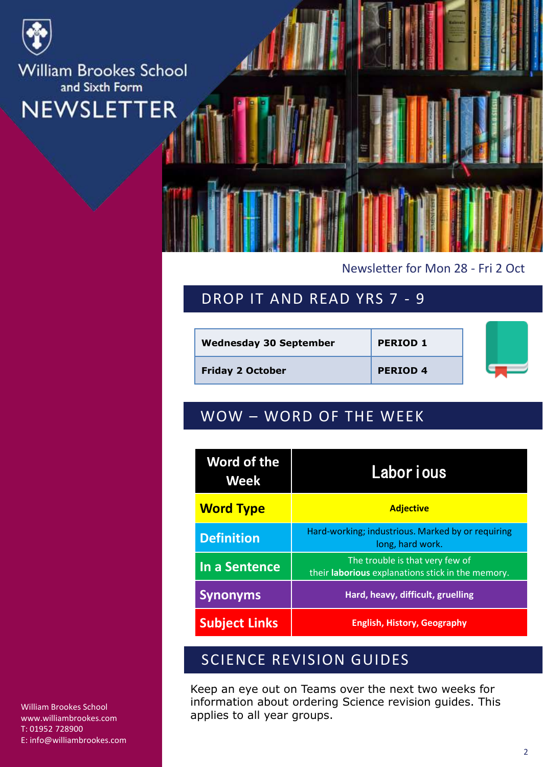William Brookes School and Sixth Form

# NEWSLETTER

Newsletter for Mon 28 - Fri 2 Oct

## DROP IT AND READ YRS 7 - 9

| Wednesday 30 September | PERIOD 1 |
|---|---|
| Friday 2 October | PERIOD 4 |

## WOW – WORD OF THE WEEK

| Word of the Week | Labor ious |
|---|---|
| Word Type | Adjective |
| Definition | Hard-working; industrious. Marked by or requiring long, hard work. |
| In a Sentence | The trouble is that very few of their **laborious** explanations stick in the memory. |
| Synonyms | Hard, heavy, difficult, gruelling |
| Subject Links | English, History, Geography |

## SCIENCE REVISION GUIDES

Keep an eye out on Teams over the next two weeks for information about ordering Science revision guides. This applies to all year groups.

William Brookes School
www.williambrookes.com
T: 01952 728900
E: info@williambrookes.com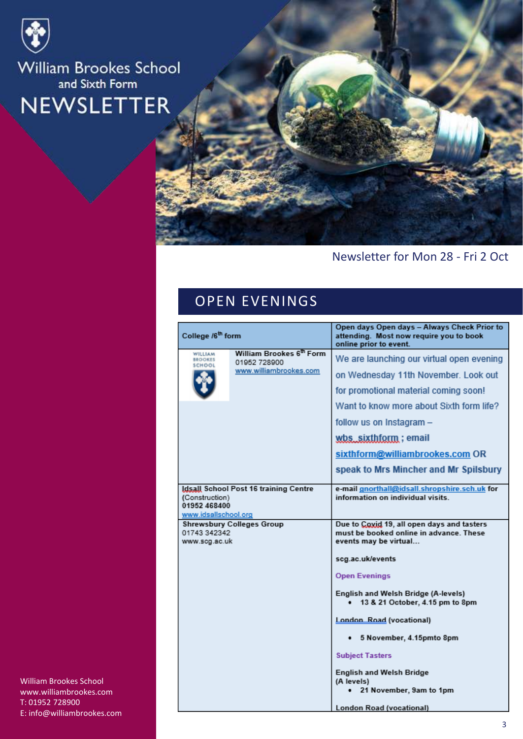# William Brookes School and Sixth Form NEWSLETTER

Newsletter for Mon 28 - Fri 2 Oct

## OPEN EVENINGS

| College /6th form | Open days Open days – Always Check Prior to attending. Most now require you to book online prior to event. |
|---|---|
| William Brookes 6th Form<br>01952 728900<br>www.williambrookes.com | We are launching our virtual open evening on Wednesday 11th November. Look out for promotional material coming soon!<br>Want to know more about Sixth form life? follow us on Instagram – **wbs_sixthform**; email **sixthform@williambrookes.com** OR **speak to Mrs Mincher and Mr Spilsbury** |
| Idsall School Post 16 training Centre<br>(Construction)<br>01952 468400<br>www.idsallschool.org | e-mail gnorthall@idsall.shropshire.sch.uk for information on individual visits. |
| Shrewsbury Colleges Group<br>01743 342342<br>www.scg.ac.uk | Due to Covid 19, all open days and tasters must be booked online in advance. These events may be virtual...<br><br>scg.ac.uk/events<br><br>**Open Evenings**<br><br>English and Welsh Bridge (A-levels)<br>• 13 & 21 October, 4.15 pm to 8pm<br><br>London Road (vocational)<br>• 5 November, 4.15pmto 8pm<br><br>**Subject Tasters**<br><br>English and Welsh Bridge (A levels)<br>• 21 November, 9am to 1pm<br><br>London Road (vocational) |

William Brookes School
www.williambrookes.com
T: 01952 728900
E: info@williambrookes.com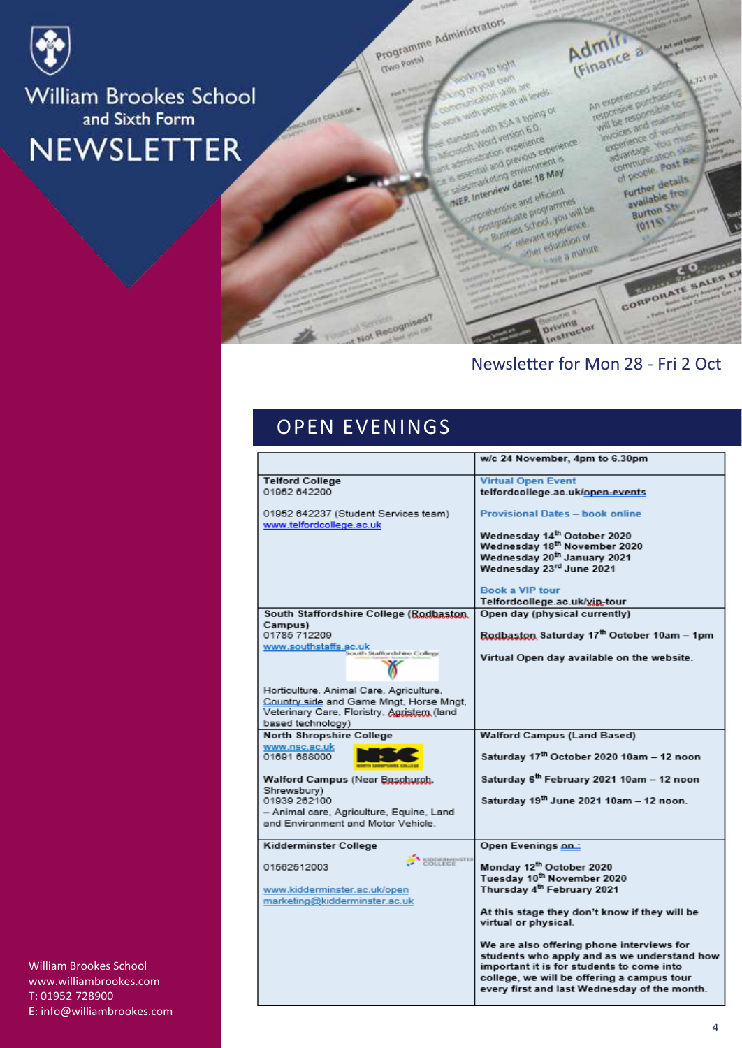# William Brookes School and Sixth Form NEWSLETTER

Newsletter for Mon 28 - Fri 2 Oct

## OPEN EVENINGS

| | w/c 24 November, 4pm to 6.30pm |
|---|---|
| **Telford College**<br>01952 642200<br><br>01952 642237 (Student Services team)<br>www.telfordcollege.ac.uk | Virtual Open Event<br>telfordcollege.ac.uk/open-events<br><br>Provisional Dates – book online<br><br>**Wednesday 14th October 2020**<br>**Wednesday 18th November 2020**<br>**Wednesday 20th January 2021**<br>**Wednesday 23rd June 2021**<br><br>Book a VIP tour<br>Telfordcollege.ac.uk/vip-tour |
| **South Staffordshire College (Rodbaston Campus)**<br>01785 712209<br>www.southstaffs.ac.uk<br><br>Horticulture, Animal Care, Agriculture, Country side and Game Mngt, Horse Mngt, Veterinary Care, Floristry, Agristem (land based technology) | **Open day (physical currently)**<br><br>**Rodbaston Saturday 17th October 10am – 1pm**<br><br>**Virtual Open day available on the website.** |
| **North Shropshire College**<br>www.nsc.ac.uk<br>01691 688000<br><br>**Walford Campus** (Near Baschurch, Shrewsbury)<br>01939 262100<br>– Animal care, Agriculture, Equine, Land and Environment and Motor Vehicle. | **Walford Campus (Land Based)**<br><br>**Saturday 17th October 2020 10am – 12 noon**<br><br>**Saturday 6th February 2021 10am – 12 noon**<br><br>**Saturday 19th June 2021 10am – 12 noon.** |
| **Kidderminster College**<br><br>01562512003<br><br>www.kidderminster.ac.uk/open<br>marketing@kidderminster.ac.uk | **Open Evenings on :**<br><br>**Monday 12th October 2020**<br>**Tuesday 10th November 2020**<br>**Thursday 4th February 2021**<br><br>**At this stage they don't know if they will be virtual or physical.**<br><br>**We are also offering phone interviews for students who apply and as we understand how important it is for students to come into college, we will be offering a campus tour every first and last Wednesday of the month.** |

William Brookes School
www.williambrookes.com
T: 01952 728900
E: info@williambrookes.com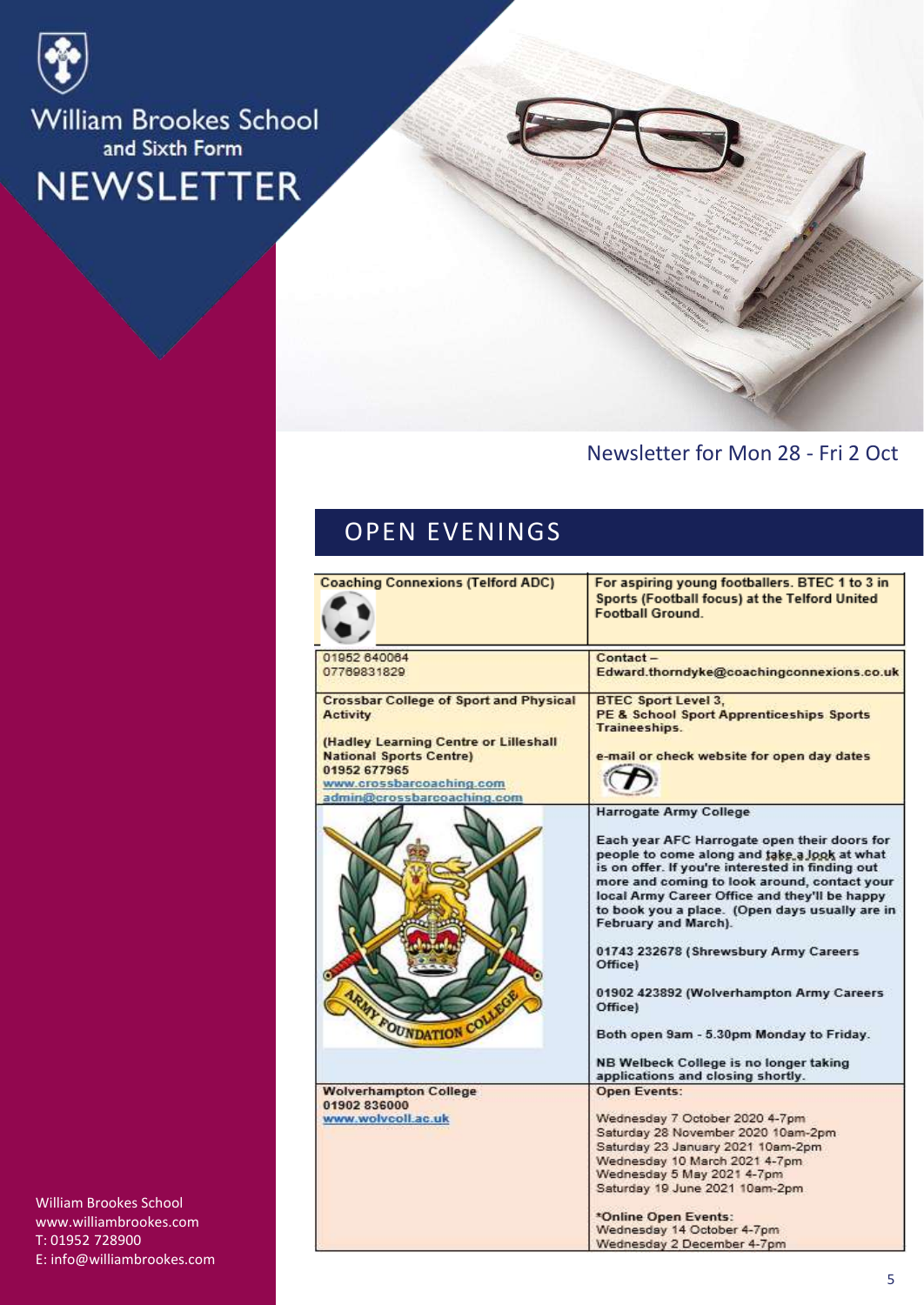# William Brookes School and Sixth Form NEWSLETTER

Newsletter for Mon 28 - Fri 2 Oct

## OPEN EVENINGS

| | |
|---|---|
| **Coaching Connexions (Telford ADC)** | **For aspiring young footballers. BTEC 1 to 3 in Sports (Football focus) at the Telford United Football Ground.** |
| 01952 640064<br>07769831829 | Contact –<br>Edward.thorndyke@coachingconnexions.co.uk |
| **Crossbar College of Sport and Physical Activity**<br><br>**(Hadley Learning Centre or Lilleshall National Sports Centre)**<br>**01952 677965**<br>www.crossbarcoaching.com<br>admin@crossbarcoaching.com | **BTEC Sport Level 3,**<br>**PE & School Sport Apprenticeships Sports Traineeships.**<br><br>**e-mail or check website for open day dates** |
| | **Harrogate Army College**<br><br>**Each year AFC Harrogate open their doors for people to come along and take a look at what is on offer. If you're interested in finding out more and coming to look around, contact your local Army Career Office and they'll be happy to book you a place. (Open days usually are in February and March).**<br><br>**01743 232678 (Shrewsbury Army Careers Office)**<br><br>**01902 423892 (Wolverhampton Army Careers Office)**<br><br>**Both open 9am - 5.30pm Monday to Friday.**<br><br>**NB Welbeck College is no longer taking applications and closing shortly.** |
| **Wolverhampton College**<br>**01902 836000**<br>www.wolvcoll.ac.uk | Open Events:<br><br>Wednesday 7 October 2020 4-7pm<br>Saturday 28 November 2020 10am-2pm<br>Saturday 23 January 2021 10am-2pm<br>Wednesday 10 March 2021 4-7pm<br>Wednesday 5 May 2021 4-7pm<br>Saturday 19 June 2021 10am-2pm<br><br>*Online Open Events:<br>Wednesday 14 October 4-7pm<br>Wednesday 2 December 4-7pm |

William Brookes School
www.williambrookes.com
T: 01952 728900
E: info@williambrookes.com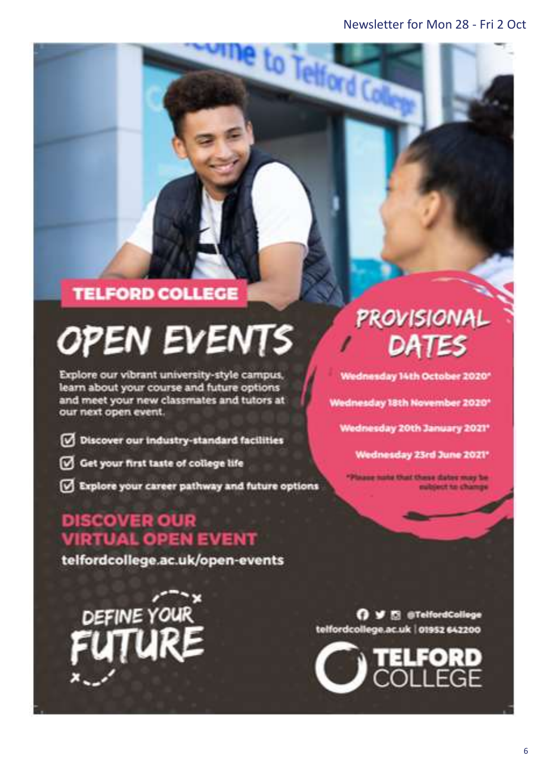# TELFORD COLLEGE

# OPEN EVENTS

Explore our vibrant university-style campus, learn about your course and future options and meet your new classmates and tutors at our next open event.

- ☑ Discover our industry-standard facilities
- ☑ Get your first taste of college life
- ☑ Explore your career pathway and future options

## PROVISIONAL DATES

Wednesday 14th October 2020*

Wednesday 18th November 2020*

Wednesday 20th January 2021*

Wednesday 23rd June 2021*

*Please note that these dates may be subject to change

## DISCOVER OUR VIRTUAL OPEN EVENT

telfordcollege.ac.uk/open-events

DEFINE YOUR FUTURE

@TelfordCollege

telfordcollege.ac.uk | 01952 642200

TELFORD COLLEGE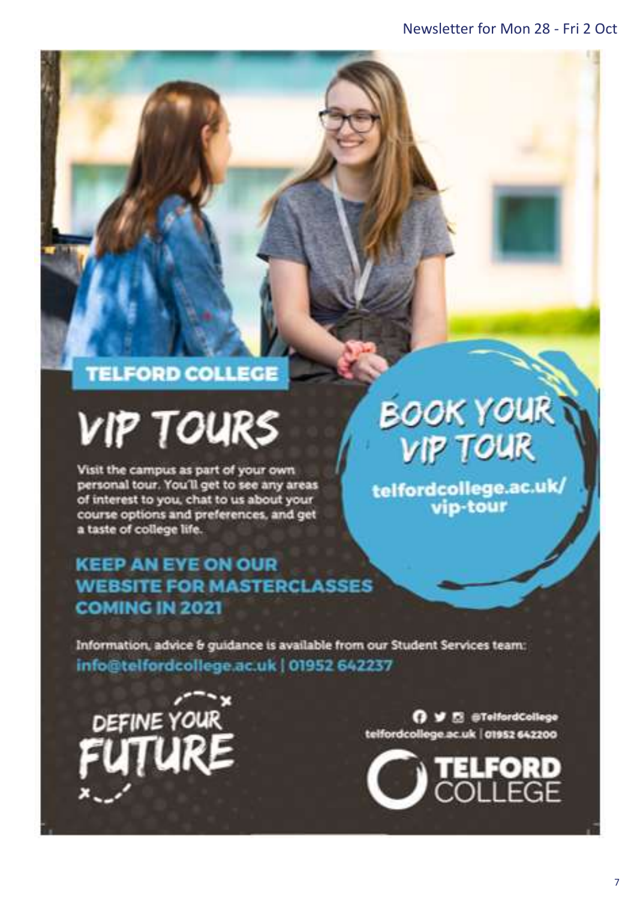TELFORD COLLEGE

# VIP TOURS

Visit the campus as part of your own personal tour. You'll get to see any areas of interest to you, chat to us about your course options and preferences, and get a taste of college life.

## BOOK YOUR VIP TOUR

telfordcollege.ac.uk/vip-tour

## KEEP AN EYE ON OUR WEBSITE FOR MASTERCLASSES COMING IN 2021

Information, advice & guidance is available from our Student Services team:

**info@telfordcollege.ac.uk | 01952 642237**

DEFINE YOUR FUTURE

@TelfordCollege

telfordcollege.ac.uk | 01952 642200

TELFORD COLLEGE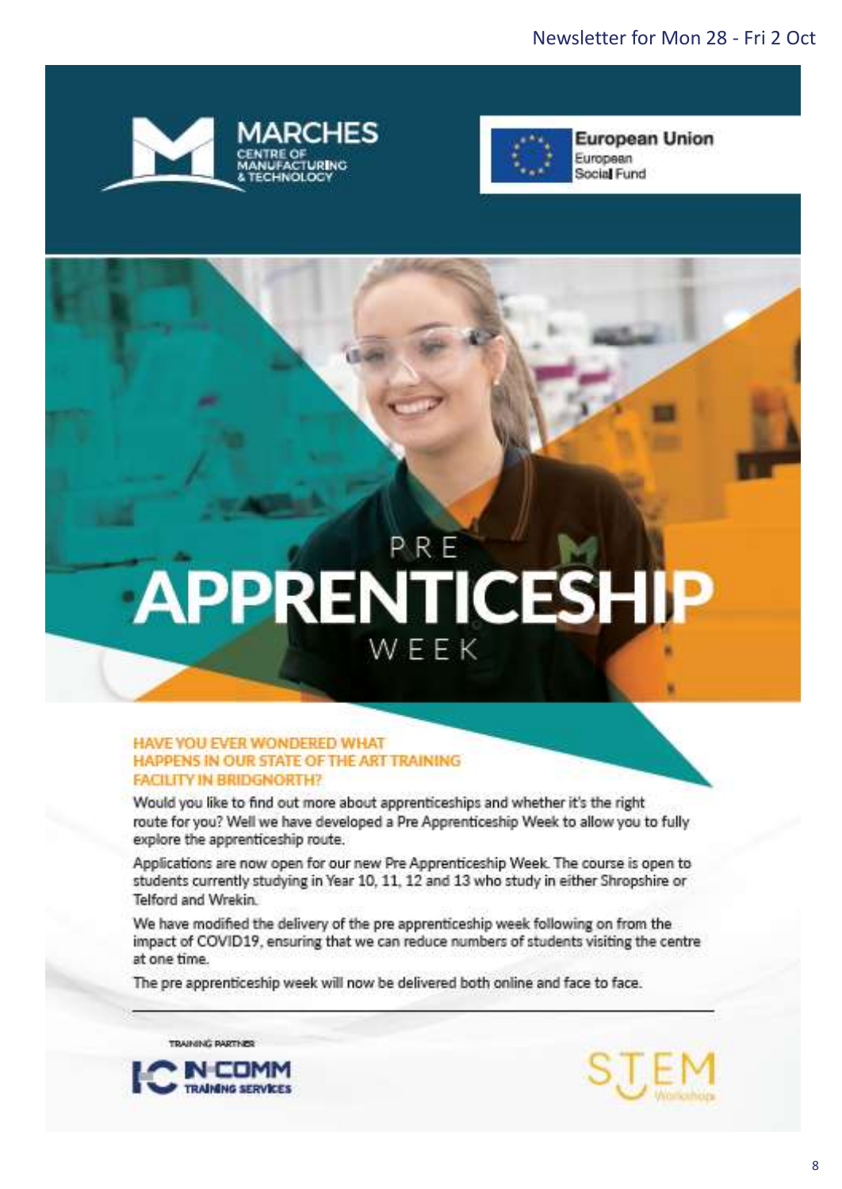MARCHES
CENTRE OF MANUFACTURING & TECHNOLOGY

European Union
European Social Fund

# PRE APPRENTICESHIP WEEK

**HAVE YOU EVER WONDERED WHAT HAPPENS IN OUR STATE OF THE ART TRAINING FACILITY IN BRIDGNORTH?**

Would you like to find out more about apprenticeships and whether it's the right route for you? Well we have developed a Pre Apprenticeship Week to allow you to fully explore the apprenticeship route.

Applications are now open for our new Pre Apprenticeship Week. The course is open to students currently studying in Year 10, 11, 12 and 13 who study in either Shropshire or Telford and Wrekin.

We have modified the delivery of the pre apprenticeship week following on from the impact of COVID19, ensuring that we can reduce numbers of students visiting the centre at one time.

The pre apprenticeship week will now be delivered both online and face to face.

---

TRAINING PARTNER
IN-COMM TRAINING SERVICES

STEM Workshops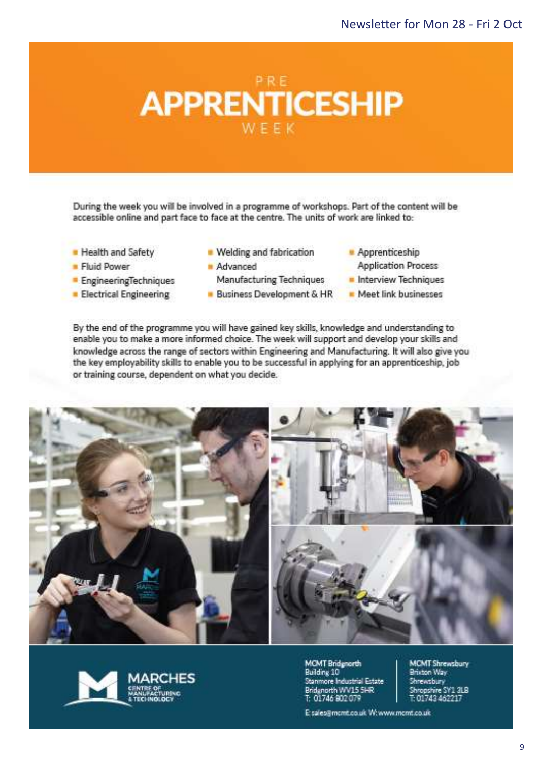# PRE APPRENTICESHIP WEEK

During the week you will be involved in a programme of workshops. Part of the content will be accessible online and part face to face at the centre. The units of work are linked to:

- Health and Safety
- Fluid Power
- EngineeringTechniques
- Electrical Engineering
- Welding and fabrication
- Advanced Manufacturing Techniques
- Business Development & HR
- Apprenticeship Application Process
- Interview Techniques
- Meet link businesses

By the end of the programme you will have gained key skills, knowledge and understanding to enable you to make a more informed choice. The week will support and develop your skills and knowledge across the range of sectors within Engineering and Manufacturing. It will also give you the key employability skills to enable you to be successful in applying for an apprenticeship, job or training course, dependent on what you decide.

MARCHES CENTRE OF MANUFACTURING & TECHNOLOGY

MCMT Bridgnorth
Building 10
Stanmore Industrial Estate
Bridgnorth WV15 5HR
T: 01746 802 079

MCMT Shrewsbury
Brixton Way
Shrewsbury
Shropshire SY1 3LB
T: 01743 462217

E: sales@mcmt.co.uk W: www.mcmt.co.uk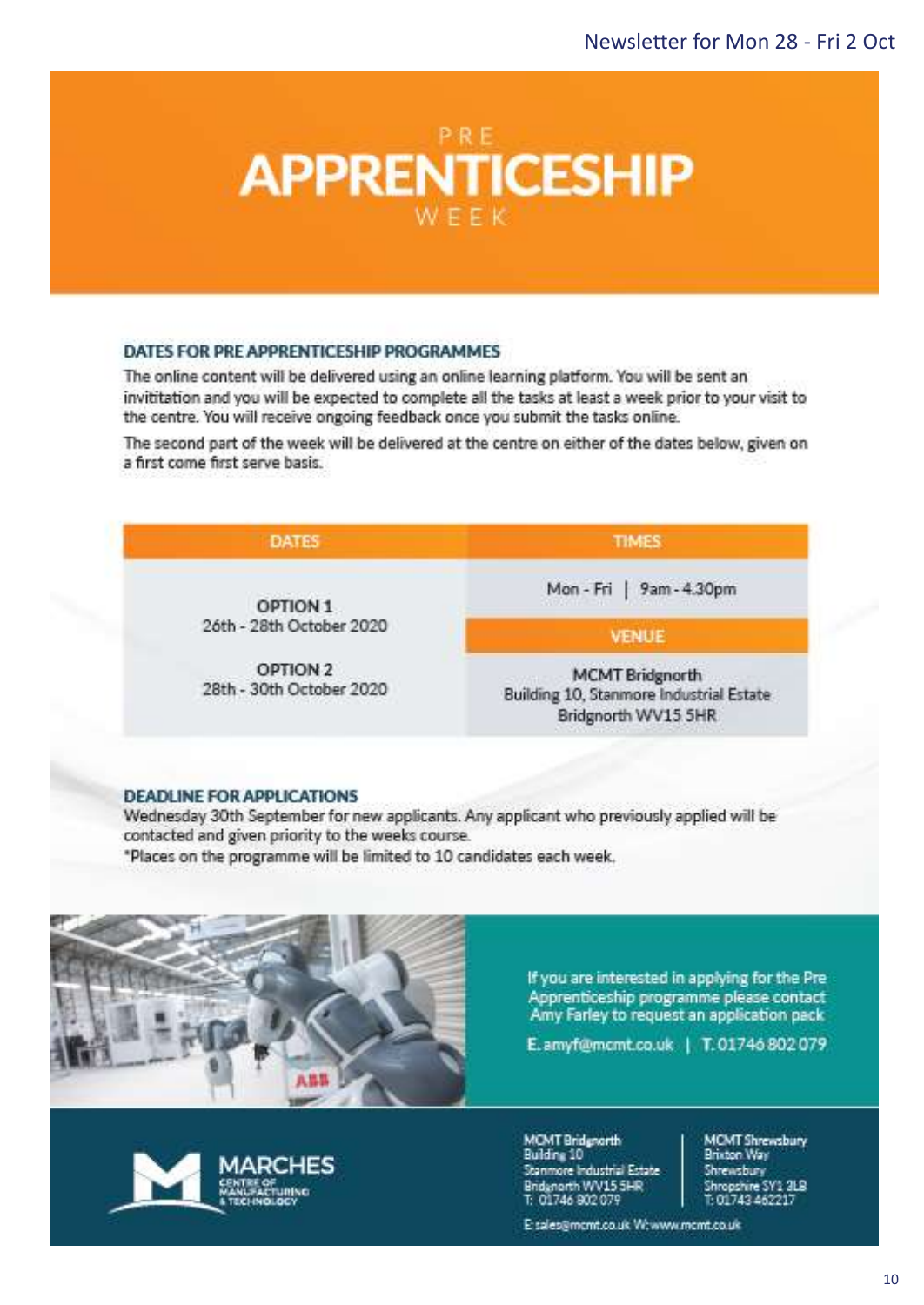# PRE APPRENTICESHIP WEEK

## DATES FOR PRE APPRENTICESHIP PROGRAMMES

The online content will be delivered using an online learning platform. You will be sent an invititation and you will be expected to complete all the tasks at least a week prior to your visit to the centre. You will receive ongoing feedback once you submit the tasks online.

The second part of the week will be delivered at the centre on either of the dates below, given on a first come first serve basis.

| DATES | TIMES |
|---|---|
| **OPTION 1** 26th - 28th October 2020 | Mon - Fri \| 9am - 4.30pm |
| | **VENUE** |
| **OPTION 2** 28th - 30th October 2020 | **MCMT Bridgnorth** Building 10, Stanmore Industrial Estate Bridgnorth WV15 5HR |

## DEADLINE FOR APPLICATIONS

Wednesday 30th September for new applicants. Any applicant who previously applied will be contacted and given priority to the weeks course.

*Places on the programme will be limited to 10 candidates each week.

If you are interested in applying for the Pre Apprenticeship programme please contact Amy Farley to request an application pack

E. amyf@mcmt.co.uk | T. 01746 802 079

MARCHES CENTRE OF MANUFACTURING & TECHNOLOGY

MCMT Bridgnorth
Building 10
Stanmore Industrial Estate
Bridgnorth WV15 5HR
T: 01746 802 079

MCMT Shrewsbury
Brixton Way
Shrewsbury
Shropshire SY1 3LB
T: 01743 462217

E: sales@mcmt.co.uk W: www.mcmt.co.uk